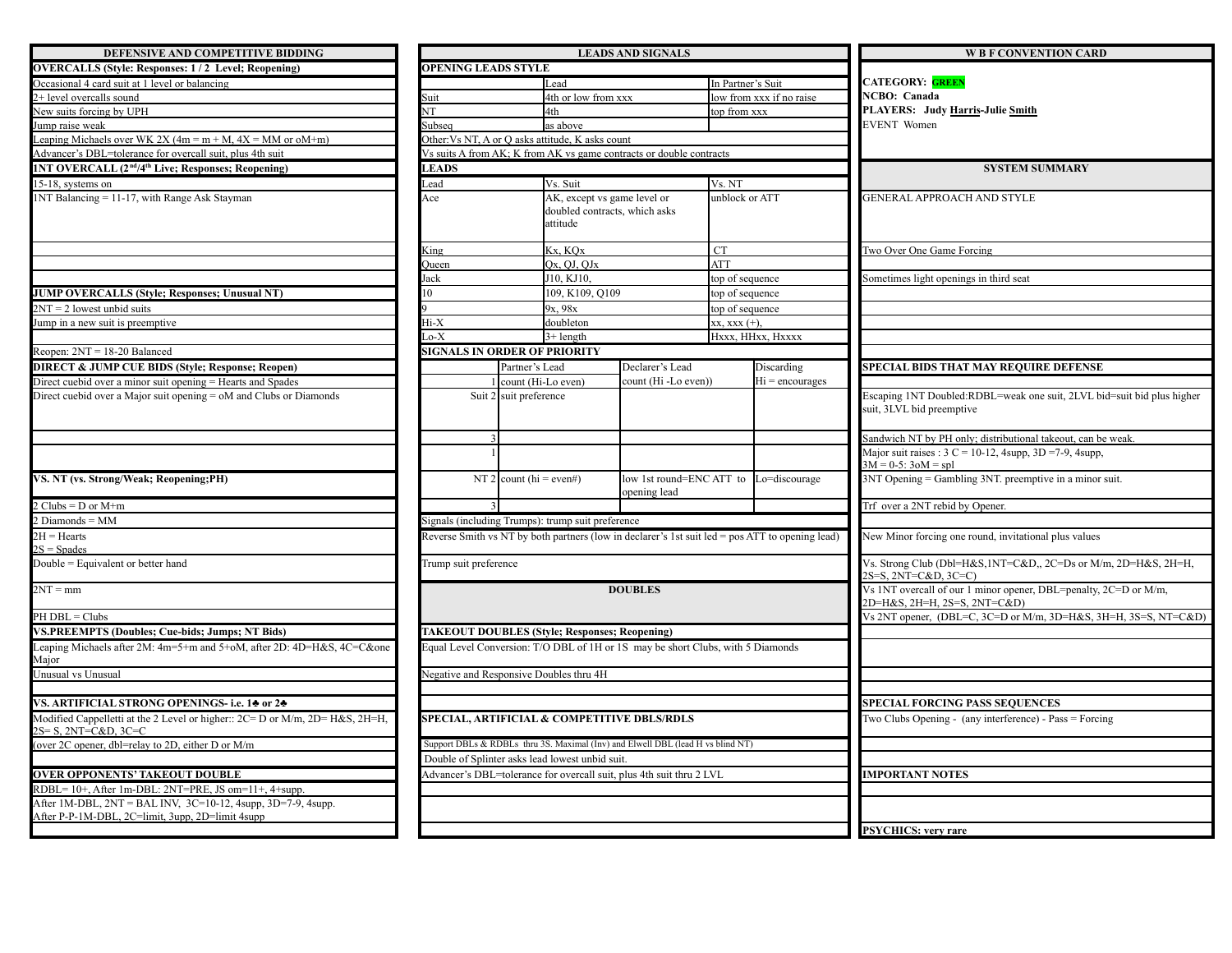## DEFENSIVE AND COMPETITIVE BIDDING

**OVERCALLS (Style: Responses: 1 / 2 Level; Reopening)**

Occasional 4 card suit at 1 level or balancing

2+ level overcalls sound

New suits forcing by UPH

Jump raise weak

Leaping Michaels over WK 2X (4m = m + M, 4X = MM or oM+m)

Advancer's DBL=tolerance for overcall suit, plus 4th suit

**1NT OVERCALL (2nd/4th Live; Responses; Reopening)**

15-18, systems on

1NT Balancing = 11-17, with Range Ask Stayman

**JUMP OVERCALLS (Style; Responses; Unusual NT)**

2NT = 2 lowest unbid suits

Jump in a new suit is preemptive

Reopen: 2NT = 18-20 Balanced

**DIRECT & JUMP CUE BIDS (Style; Response; Reopen)**

Direct cuebid over a minor suit opening = Hearts and Spades

Direct cuebid over a Major suit opening = oM and Clubs or Diamonds

**VS. NT (vs. Strong/Weak; Reopening;PH)**

2 Clubs = D or M+m

2 Diamonds = MM

2H = Hearts
2S = Spades

Double = Equivalent or better hand

2NT = mm

PH DBL = Clubs

**VS.PREEMPTS (Doubles; Cue-bids; Jumps; NT Bids)**

Leaping Michaels after 2M: 4m=5+m and 5+oM, after 2D: 4D=H&S, 4C=C&one Major

Unusual vs Unusual

**VS. ARTIFICIAL STRONG OPENINGS- i.e. 1♣ or 2♣**

Modified Cappelletti at the 2 Level or higher:: 2C= D or M/m, 2D= H&S, 2H=H, 2S= S, 2NT=C&D, 3C=C

(over 2C opener, dbl=relay to 2D, either D or M/m

**OVER OPPONENTS' TAKEOUT DOUBLE**

RDBL= 10+, After 1m-DBL: 2NT=PRE, JS om=11+, 4+supp.

After 1M-DBL, 2NT = BAL INV, 3C=10-12, 4supp, 3D=7-9, 4supp.
After P-P-1M-DBL, 2C=limit, 3upp, 2D=limit 4supp

## LEADS AND SIGNALS

**OPENING LEADS STYLE**

| | Lead | In Partner's Suit |
|---|---|---|
| Suit | 4th or low from xxx | low from xxx if no raise |
| NT | 4th | top from xxx |
| Subseq | as above | |

Other:Vs NT, A or Q asks attitude, K asks count

Vs suits A from AK; K from AK vs game contracts or double contracts

**LEADS**

| Lead | Vs. Suit | Vs. NT |
|---|---|---|
| Ace | AK, except vs game level or doubled contracts, which asks attitude | unblock or ATT |
| King | Kx, KQx | CT |
| Queen | Qx, QJ, QJx | ATT |
| Jack | J10, KJ10, | top of sequence |
| 10 | 109, K109, Q109 | top of sequence |
| 9 | 9x, 98x | top of sequence |
| Hi-X | doubleton | xx, xxx (+), |
| Lo-X | 3+ length | Hxxx, HHxx, Hxxxx |

**SIGNALS IN ORDER OF PRIORITY**

| | | Partner's Lead | Declarer's Lead | Discarding |
|---|---|---|---|---|
| Suit | 1 | count (Hi-Lo even) | count (Hi -Lo even)) | Hi = encourages |
| | 2 | suit preference | | |
| | 3 | | | |
| NT | 1 | | | |
| | 2 | count (hi = even#) | low 1st round=ENC ATT to opening lead | Lo=discourage |
| | 3 | | | |

Signals (including Trumps): trump suit preference

Reverse Smith vs NT by both partners (low in declarer's 1st suit led = pos ATT to opening lead)

Trump suit preference

## DOUBLES

**TAKEOUT DOUBLES (Style; Responses; Reopening)**

Equal Level Conversion: T/O DBL of 1H or 1S may be short Clubs, with 5 Diamonds

Negative and Responsive Doubles thru 4H

**SPECIAL, ARTIFICIAL & COMPETITIVE DBLS/RDLS**

Support DBLs & RDBLs thru 3S. Maximal (Inv) and Elwell DBL (lead H vs blind NT)

Double of Splinter asks lead lowest unbid suit.

Advancer's DBL=tolerance for overcall suit, plus 4th suit thru 2 LVL

## W B F CONVENTION CARD

**CATEGORY: GREEN**

**NCBO: Canada**

**PLAYERS: Judy Harris-Julie Smith**

EVENT Women

## SYSTEM SUMMARY

GENERAL APPROACH AND STYLE

Two Over One Game Forcing

Sometimes light openings in third seat

**SPECIAL BIDS THAT MAY REQUIRE DEFENSE**

Escaping 1NT Doubled:RDBL=weak one suit, 2LVL bid=suit bid plus higher suit, 3LVL bid preemptive

Sandwich NT by PH only; distributional takeout, can be weak.

Major suit raises : 3 C = 10-12, 4supp, 3D =7-9, 4supp, 3M = 0-5: 3oM = spl

3NT Opening = Gambling 3NT. preemptive in a minor suit.

Trf over a 2NT rebid by Opener.

New Minor forcing one round, invitational plus values

Vs. Strong Club (Dbl=H&S,1NT=C&D,, 2C=Ds or M/m, 2D=H&S, 2H=H, 2S=S, 2NT=C&D, 3C=C)

Vs 1NT overcall of our 1 minor opener, DBL=penalty, 2C=D or M/m, 2D=H&S, 2H=H, 2S=S, 2NT=C&D)

Vs 2NT opener, (DBL=C, 3C=D or M/m, 3D=H&S, 3H=H, 3S=S, NT=C&D)

**SPECIAL FORCING PASS SEQUENCES**

Two Clubs Opening - (any interference) - Pass = Forcing

**IMPORTANT NOTES**

**PSYCHICS: very rare**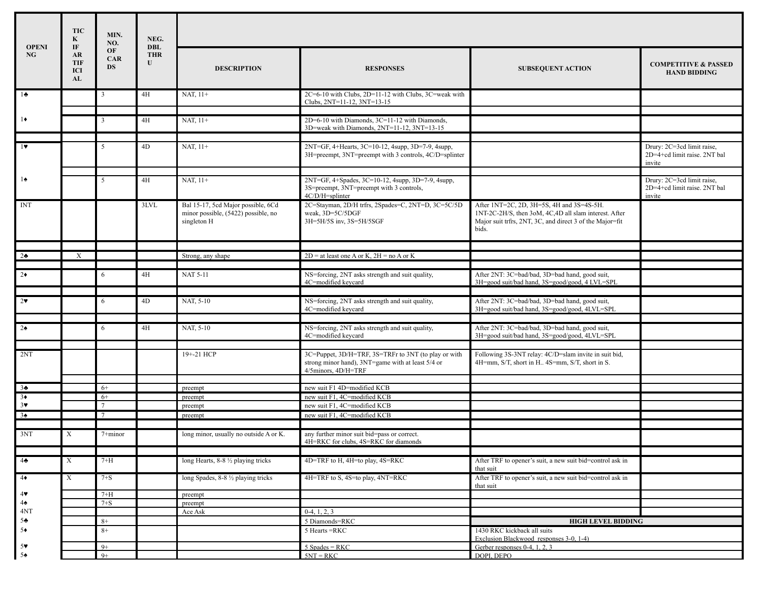| OPENING | TICK IF ARTIFICIAL | MIN. NO. OF CARDS | NEG. DBL THRU | DESCRIPTION | RESPONSES | SUBSEQUENT ACTION | COMPETITIVE & PASSED HAND BIDDING |
|---|---|---|---|---|---|---|---|
| 1♣ | | 3 | 4H | NAT, 11+ | 2C=6-10 with Clubs, 2D=11-12 with Clubs, 3C=weak with Clubs, 2NT=11-12, 3NT=13-15 | | |
| 1♦ | | 3 | 4H | NAT, 11+ | 2D=6-10 with Diamonds, 3C=11-12 with Diamonds, 3D=weak with Diamonds, 2NT=11-12, 3NT=13-15 | | |
| 1♥ | | 5 | 4D | NAT, 11+ | 2NT=GF, 4+Hearts, 3C=10-12, 4supp, 3D=7-9, 4supp, 3H=preempt, 3NT=preempt with 3 controls, 4C/D=splinter | | Drury: 2C=3cd limit raise, 2D=4+cd limit raise. 2NT bal invite |
| 1♠ | | 5 | 4H | NAT, 11+ | 2NT=GF, 4+Spades, 3C=10-12, 4supp, 3D=7-9, 4supp, 3S=preempt, 3NT=preempt with 3 controls, 4C/D/H=splinter | | Drury: 2C=3cd limit raise, 2D=4+cd limit raise. 2NT bal invite |
| 1NT | | | 3LVL | Bal 15-17, 5cd Major possible, 6Cd minor possible, (5422) possible, no singleton H | 2C=Stayman, 2D/H trfrs, 2Spades=C, 2NT=D, 3C=5C/5D weak, 3D=5C/5DGF<br>3H=5H/5S inv, 3S=5H/5SGF | After 1NT=2C, 2D, 3H=5S, 4H and 3S=4S-5H. 1NT-2C-2H/S, then 3oM, 4C,4D all slam interest. After Major suit trfrs, 2NT, 3C, and direct 3 of the Major=fit bids. | |
| 2♣ | X | | | Strong, any shape | 2D = at least one A or K, 2H = no A or K | | |
| 2♦ | | 6 | 4H | NAT 5-11 | NS=forcing, 2NT asks strength and suit quality, 4C=modified keycard | After 2NT: 3C=bad/bad, 3D=bad hand, good suit, 3H=good suit/bad hand, 3S=good/good, 4 LVL=SPL | |
| 2♥ | | 6 | 4D | NAT, 5-10 | NS=forcing, 2NT asks strength and suit quality, 4C=modified keycard | After 2NT: 3C=bad/bad, 3D=bad hand, good suit, 3H=good suit/bad hand, 3S=good/good, 4LVL=SPL | |
| 2♠ | | 6 | 4H | NAT, 5-10 | NS=forcing, 2NT asks strength and suit quality, 4C=modified keycard | After 2NT: 3C=bad/bad, 3D=bad hand, good suit, 3H=good suit/bad hand, 3S=good/good, 4LVL=SPL | |
| 2NT | | | | 19+-21 HCP | 3C=Puppet, 3D/H=TRF, 3S=TRFr to 3NT (to play or with strong minor hand), 3NT=game with at least 5/4 or 4/5minors, 4D/H=TRF | Following 3S-3NT relay: 4C/D=slam invite in suit bid, 4H=mm, S/T, short in H.. 4S=mm, S/T, short in S. | |
| 3♣ | | 6+ | | preempt | new suit F1 4D=modified KCB | | |
| 3♦ | | 6+ | | preempt | new suit F1, 4C=modified KCB | | |
| 3♥ | | 7 | | preempt | new suit F1, 4C=modified KCB | | |
| 3♠ | | 7 | | preempt | new suit F1, 4C=modified KCB | | |
| 3NT | X | 7+minor | | long minor, usually no outside A or K. | any further minor suit bid=pass or correct. 4H=RKC for clubs, 4S=RKC for diamonds | | |
| 4♣ | X | 7+H | | long Hearts, 8-8 ½ playing tricks | 4D=TRF to H, 4H=to play, 4S=RKC | After TRF to opener's suit, a new suit bid=control ask in that suit | |
| 4♦ | X | 7+S | | long Spades, 8-8 ½ playing tricks | 4H=TRF to S, 4S=to play, 4NT=RKC | After TRF to opener's suit, a new suit bid=control ask in that suit | |
| 4♥ | | 7+H | | preempt | | | |
| 4♠ | | 7+S | | preempt | | | |
| 4NT | | | | Ace Ask | 0-4, 1, 2, 3 | | |
| 5♣ | | 8+ | | | 5 Diamonds=RKC | **HIGH LEVEL BIDDING** | |
| 5♦ | | 8+ | | | 5 Hearts =RKC | 1430 RKC kickback all suits<br>Exclusion Blackwood responses 3-0, 1-4) | |
| 5♥ | | 9+ | | | 5 Spades = RKC | Gerber responses 0-4, 1, 2, 3 | |
| 5♠ | | 9+ | | | 5NT = RKC | DOPI, DEPO | |